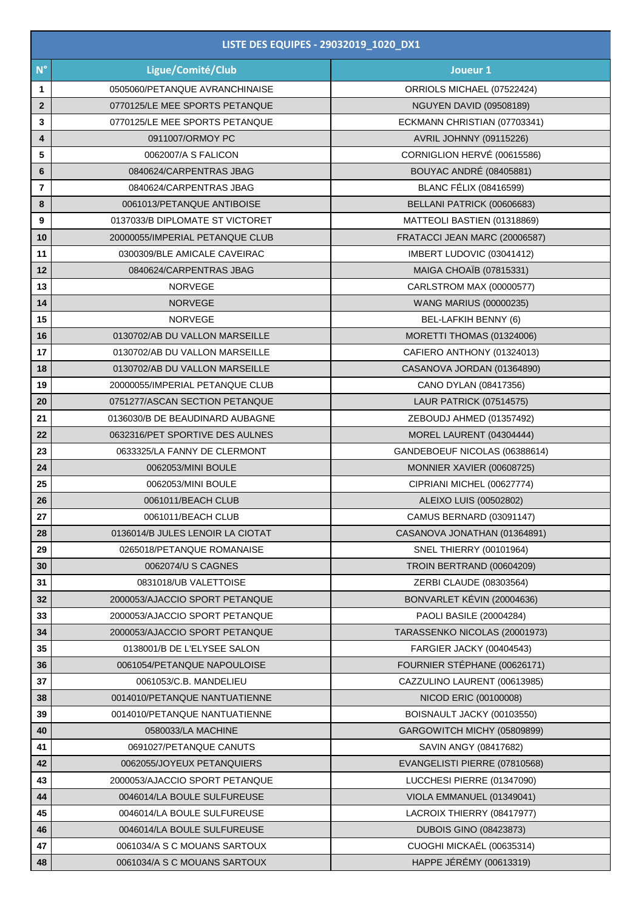| LISTE DES EQUIPES - 29032019_1020_DX1 | | |
|---|---|---|
| N° | Ligue/Comité/Club | Joueur 1 |
| 1 | 0505060/PETANQUE AVRANCHINAISE | ORRIOLS MICHAEL (07522424) |
| 2 | 0770125/LE MEE SPORTS PETANQUE | NGUYEN DAVID (09508189) |
| 3 | 0770125/LE MEE SPORTS PETANQUE | ECKMANN CHRISTIAN (07703341) |
| 4 | 0911007/ORMOY PC | AVRIL JOHNNY (09115226) |
| 5 | 0062007/A S FALICON | CORNIGLION HERVÉ (00615586) |
| 6 | 0840624/CARPENTRAS JBAG | BOUYAC ANDRÉ (08405881) |
| 7 | 0840624/CARPENTRAS JBAG | BLANC FÉLIX (08416599) |
| 8 | 0061013/PETANQUE ANTIBOISE | BELLANI PATRICK (00606683) |
| 9 | 0137033/B DIPLOMATE ST VICTORET | MATTEOLI BASTIEN (01318869) |
| 10 | 20000055/IMPERIAL PETANQUE CLUB | FRATACCI JEAN MARC (20006587) |
| 11 | 0300309/BLE AMICALE CAVEIRAC | IMBERT LUDOVIC (03041412) |
| 12 | 0840624/CARPENTRAS JBAG | MAIGA CHOAÏB (07815331) |
| 13 | NORVEGE | CARLSTROM MAX (00000577) |
| 14 | NORVEGE | WANG MARIUS (00000235) |
| 15 | NORVEGE | BEL-LAFKIH BENNY (6) |
| 16 | 0130702/AB DU VALLON MARSEILLE | MORETTI THOMAS (01324006) |
| 17 | 0130702/AB DU VALLON MARSEILLE | CAFIERO ANTHONY (01324013) |
| 18 | 0130702/AB DU VALLON MARSEILLE | CASANOVA JORDAN (01364890) |
| 19 | 20000055/IMPERIAL PETANQUE CLUB | CANO DYLAN (08417356) |
| 20 | 0751277/ASCAN SECTION PETANQUE | LAUR PATRICK (07514575) |
| 21 | 0136030/B DE BEAUDINARD AUBAGNE | ZEBOUDJ AHMED (01357492) |
| 22 | 0632316/PET SPORTIVE DES AULNES | MOREL LAURENT (04304444) |
| 23 | 0633325/LA FANNY DE CLERMONT | GANDEBOEUF NICOLAS (06388614) |
| 24 | 0062053/MINI BOULE | MONNIER XAVIER (00608725) |
| 25 | 0062053/MINI BOULE | CIPRIANI MICHEL (00627774) |
| 26 | 0061011/BEACH CLUB | ALEIXO LUIS (00502802) |
| 27 | 0061011/BEACH CLUB | CAMUS BERNARD (03091147) |
| 28 | 0136014/B JULES LENOIR LA CIOTAT | CASANOVA JONATHAN (01364891) |
| 29 | 0265018/PETANQUE ROMANAISE | SNEL THIERRY (00101964) |
| 30 | 0062074/U S CAGNES | TROIN BERTRAND (00604209) |
| 31 | 0831018/UB VALETTOISE | ZERBI CLAUDE (08303564) |
| 32 | 2000053/AJACCIO SPORT PETANQUE | BONVARLET KÉVIN (20004636) |
| 33 | 2000053/AJACCIO SPORT PETANQUE | PAOLI BASILE (20004284) |
| 34 | 2000053/AJACCIO SPORT PETANQUE | TARASSENKO NICOLAS (20001973) |
| 35 | 0138001/B DE L'ELYSEE SALON | FARGIER JACKY (00404543) |
| 36 | 0061054/PETANQUE NAPOULOISE | FOURNIER STÉPHANE (00626171) |
| 37 | 0061053/C.B. MANDELIEU | CAZZULINO LAURENT (00613985) |
| 38 | 0014010/PETANQUE NANTUATIENNE | NICOD ERIC (00100008) |
| 39 | 0014010/PETANQUE NANTUATIENNE | BOISNAULT JACKY (00103550) |
| 40 | 0580033/LA MACHINE | GARGOWITCH MICHY (05809899) |
| 41 | 0691027/PETANQUE CANUTS | SAVIN ANGY (08417682) |
| 42 | 0062055/JOYEUX PETANQUIERS | EVANGELISTI PIERRE (07810568) |
| 43 | 2000053/AJACCIO SPORT PETANQUE | LUCCHESI PIERRE (01347090) |
| 44 | 0046014/LA BOULE SULFUREUSE | VIOLA EMMANUEL (01349041) |
| 45 | 0046014/LA BOULE SULFUREUSE | LACROIX THIERRY (08417977) |
| 46 | 0046014/LA BOULE SULFUREUSE | DUBOIS GINO (08423873) |
| 47 | 0061034/A S C MOUANS SARTOUX | CUOGHI MICKAËL (00635314) |
| 48 | 0061034/A S C MOUANS SARTOUX | HAPPE JÉRÉMY (00613319) |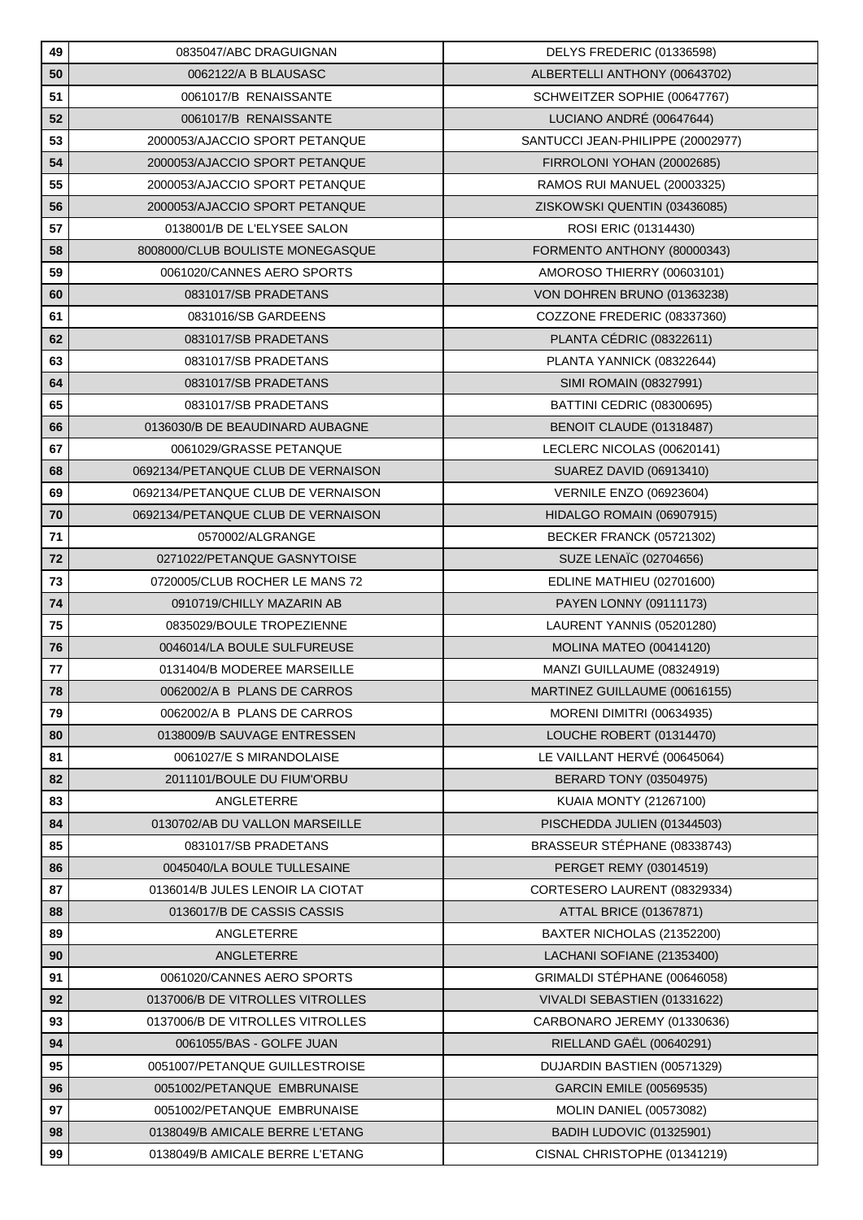| | | |
|---|---|---|
| 49 | 0835047/ABC DRAGUIGNAN | DELYS FREDERIC (01336598) |
| 50 | 0062122/A B BLAUSASC | ALBERTELLI ANTHONY (00643702) |
| 51 | 0061017/B RENAISSANTE | SCHWEITZER SOPHIE (00647767) |
| 52 | 0061017/B RENAISSANTE | LUCIANO ANDRÉ (00647644) |
| 53 | 2000053/AJACCIO SPORT PETANQUE | SANTUCCI JEAN-PHILIPPE (20002977) |
| 54 | 2000053/AJACCIO SPORT PETANQUE | FIRROLONI YOHAN (20002685) |
| 55 | 2000053/AJACCIO SPORT PETANQUE | RAMOS RUI MANUEL (20003325) |
| 56 | 2000053/AJACCIO SPORT PETANQUE | ZISKOWSKI QUENTIN (03436085) |
| 57 | 0138001/B DE L'ELYSEE SALON | ROSI ERIC (01314430) |
| 58 | 8008000/CLUB BOULISTE MONEGASQUE | FORMENTO ANTHONY (80000343) |
| 59 | 0061020/CANNES AERO SPORTS | AMOROSO THIERRY (00603101) |
| 60 | 0831017/SB PRADETANS | VON DOHREN BRUNO (01363238) |
| 61 | 0831016/SB GARDEENS | COZZONE FREDERIC (08337360) |
| 62 | 0831017/SB PRADETANS | PLANTA CÉDRIC (08322611) |
| 63 | 0831017/SB PRADETANS | PLANTA YANNICK (08322644) |
| 64 | 0831017/SB PRADETANS | SIMI ROMAIN (08327991) |
| 65 | 0831017/SB PRADETANS | BATTINI CEDRIC (08300695) |
| 66 | 0136030/B DE BEAUDINARD AUBAGNE | BENOIT CLAUDE (01318487) |
| 67 | 0061029/GRASSE PETANQUE | LECLERC NICOLAS (00620141) |
| 68 | 0692134/PETANQUE CLUB DE VERNAISON | SUAREZ DAVID (06913410) |
| 69 | 0692134/PETANQUE CLUB DE VERNAISON | VERNILE ENZO (06923604) |
| 70 | 0692134/PETANQUE CLUB DE VERNAISON | HIDALGO ROMAIN (06907915) |
| 71 | 0570002/ALGRANGE | BECKER FRANCK (05721302) |
| 72 | 0271022/PETANQUE GASNYTOISE | SUZE LENAÏC (02704656) |
| 73 | 0720005/CLUB ROCHER LE MANS 72 | EDLINE MATHIEU (02701600) |
| 74 | 0910719/CHILLY MAZARIN AB | PAYEN LONNY (09111173) |
| 75 | 0835029/BOULE TROPEZIENNE | LAURENT YANNIS (05201280) |
| 76 | 0046014/LA BOULE SULFUREUSE | MOLINA MATEO (00414120) |
| 77 | 0131404/B MODEREE MARSEILLE | MANZI GUILLAUME (08324919) |
| 78 | 0062002/A B PLANS DE CARROS | MARTINEZ GUILLAUME (00616155) |
| 79 | 0062002/A B PLANS DE CARROS | MORENI DIMITRI (00634935) |
| 80 | 0138009/B SAUVAGE ENTRESSEN | LOUCHE ROBERT (01314470) |
| 81 | 0061027/E S MIRANDOLAISE | LE VAILLANT HERVÉ (00645064) |
| 82 | 2011101/BOULE DU FIUM'ORBU | BERARD TONY (03504975) |
| 83 | ANGLETERRE | KUAIA MONTY (21267100) |
| 84 | 0130702/AB DU VALLON MARSEILLE | PISCHEDDA JULIEN (01344503) |
| 85 | 0831017/SB PRADETANS | BRASSEUR STÉPHANE (08338743) |
| 86 | 0045040/LA BOULE TULLESAINE | PERGET REMY (03014519) |
| 87 | 0136014/B JULES LENOIR LA CIOTAT | CORTESERO LAURENT (08329334) |
| 88 | 0136017/B DE CASSIS CASSIS | ATTAL BRICE (01367871) |
| 89 | ANGLETERRE | BAXTER NICHOLAS (21352200) |
| 90 | ANGLETERRE | LACHANI SOFIANE (21353400) |
| 91 | 0061020/CANNES AERO SPORTS | GRIMALDI STÉPHANE (00646058) |
| 92 | 0137006/B DE VITROLLES VITROLLES | VIVALDI SEBASTIEN (01331622) |
| 93 | 0137006/B DE VITROLLES VITROLLES | CARBONARO JEREMY (01330636) |
| 94 | 0061055/BAS - GOLFE JUAN | RIELLAND GAËL (00640291) |
| 95 | 0051007/PETANQUE GUILLESTROISE | DUJARDIN BASTIEN (00571329) |
| 96 | 0051002/PETANQUE EMBRUNAISE | GARCIN EMILE (00569535) |
| 97 | 0051002/PETANQUE EMBRUNAISE | MOLIN DANIEL (00573082) |
| 98 | 0138049/B AMICALE BERRE L'ETANG | BADIH LUDOVIC (01325901) |
| 99 | 0138049/B AMICALE BERRE L'ETANG | CISNAL CHRISTOPHE (01341219) |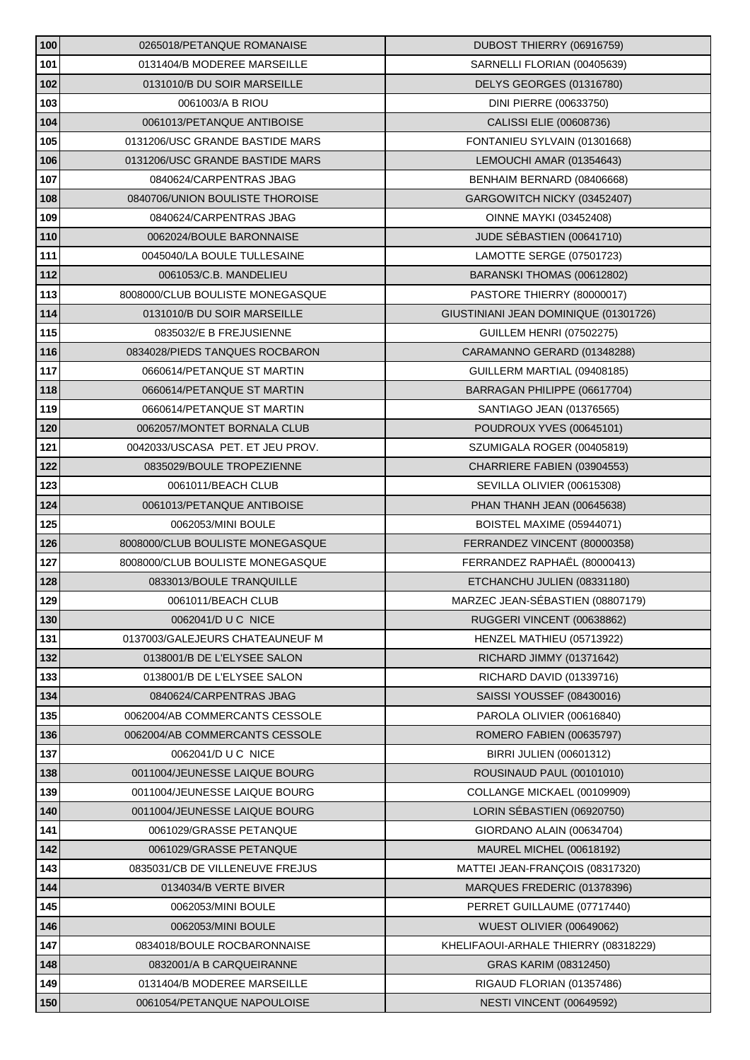| 100 | 0265018/PETANQUE ROMANAISE | DUBOST THIERRY (06916759) |
|---|---|---|
| 101 | 0131404/B MODEREE MARSEILLE | SARNELLI FLORIAN (00405639) |
| 102 | 0131010/B DU SOIR MARSEILLE | DELYS GEORGES (01316780) |
| 103 | 0061003/A B RIOU | DINI PIERRE (00633750) |
| 104 | 0061013/PETANQUE ANTIBOISE | CALISSI ELIE (00608736) |
| 105 | 0131206/USC GRANDE BASTIDE MARS | FONTANIEU SYLVAIN (01301668) |
| 106 | 0131206/USC GRANDE BASTIDE MARS | LEMOUCHI AMAR (01354643) |
| 107 | 0840624/CARPENTRAS JBAG | BENHAIM BERNARD (08406668) |
| 108 | 0840706/UNION BOULISTE THOROISE | GARGOWITCH NICKY (03452407) |
| 109 | 0840624/CARPENTRAS JBAG | OINNE MAYKI (03452408) |
| 110 | 0062024/BOULE BARONNAISE | JUDE SÉBASTIEN (00641710) |
| 111 | 0045040/LA BOULE TULLESAINE | LAMOTTE SERGE (07501723) |
| 112 | 0061053/C.B. MANDELIEU | BARANSKI THOMAS (00612802) |
| 113 | 8008000/CLUB BOULISTE MONEGASQUE | PASTORE THIERRY (80000017) |
| 114 | 0131010/B DU SOIR MARSEILLE | GIUSTINIANI JEAN DOMINIQUE (01301726) |
| 115 | 0835032/E B FREJUSIENNE | GUILLEM HENRI (07502275) |
| 116 | 0834028/PIEDS TANQUES ROCBARON | CARAMANNO GERARD (01348288) |
| 117 | 0660614/PETANQUE ST MARTIN | GUILLERM MARTIAL (09408185) |
| 118 | 0660614/PETANQUE ST MARTIN | BARRAGAN PHILIPPE (06617704) |
| 119 | 0660614/PETANQUE ST MARTIN | SANTIAGO JEAN (01376565) |
| 120 | 0062057/MONTET BORNALA CLUB | POUDROUX YVES (00645101) |
| 121 | 0042033/USCASA PET. ET JEU PROV. | SZUMIGALA ROGER (00405819) |
| 122 | 0835029/BOULE TROPEZIENNE | CHARRIERE FABIEN (03904553) |
| 123 | 0061011/BEACH CLUB | SEVILLA OLIVIER (00615308) |
| 124 | 0061013/PETANQUE ANTIBOISE | PHAN THANH JEAN (00645638) |
| 125 | 0062053/MINI BOULE | BOISTEL MAXIME (05944071) |
| 126 | 8008000/CLUB BOULISTE MONEGASQUE | FERRANDEZ VINCENT (80000358) |
| 127 | 8008000/CLUB BOULISTE MONEGASQUE | FERRANDEZ RAPHAËL (80000413) |
| 128 | 0833013/BOULE TRANQUILLE | ETCHANCHU JULIEN (08331180) |
| 129 | 0061011/BEACH CLUB | MARZEC JEAN-SÉBASTIEN (08807179) |
| 130 | 0062041/D U C NICE | RUGGERI VINCENT (00638862) |
| 131 | 0137003/GALEJEURS CHATEAUNEUF M | HENZEL MATHIEU (05713922) |
| 132 | 0138001/B DE L'ELYSEE SALON | RICHARD JIMMY (01371642) |
| 133 | 0138001/B DE L'ELYSEE SALON | RICHARD DAVID (01339716) |
| 134 | 0840624/CARPENTRAS JBAG | SAISSI YOUSSEF (08430016) |
| 135 | 0062004/AB COMMERCANTS CESSOLE | PAROLA OLIVIER (00616840) |
| 136 | 0062004/AB COMMERCANTS CESSOLE | ROMERO FABIEN (00635797) |
| 137 | 0062041/D U C NICE | BIRRI JULIEN (00601312) |
| 138 | 0011004/JEUNESSE LAIQUE BOURG | ROUSINAUD PAUL (00101010) |
| 139 | 0011004/JEUNESSE LAIQUE BOURG | COLLANGE MICKAEL (00109909) |
| 140 | 0011004/JEUNESSE LAIQUE BOURG | LORIN SÉBASTIEN (06920750) |
| 141 | 0061029/GRASSE PETANQUE | GIORDANO ALAIN (00634704) |
| 142 | 0061029/GRASSE PETANQUE | MAUREL MICHEL (00618192) |
| 143 | 0835031/CB DE VILLENEUVE FREJUS | MATTEI JEAN-FRANÇOIS (08317320) |
| 144 | 0134034/B VERTE BIVER | MARQUES FREDERIC (01378396) |
| 145 | 0062053/MINI BOULE | PERRET GUILLAUME (07717440) |
| 146 | 0062053/MINI BOULE | WUEST OLIVIER (00649062) |
| 147 | 0834018/BOULE ROCBARONNAISE | KHELIFAOUI-ARHALE THIERRY (08318229) |
| 148 | 0832001/A B CARQUEIRANNE | GRAS KARIM (08312450) |
| 149 | 0131404/B MODEREE MARSEILLE | RIGAUD FLORIAN (01357486) |
| 150 | 0061054/PETANQUE NAPOULOISE | NESTI VINCENT (00649592) |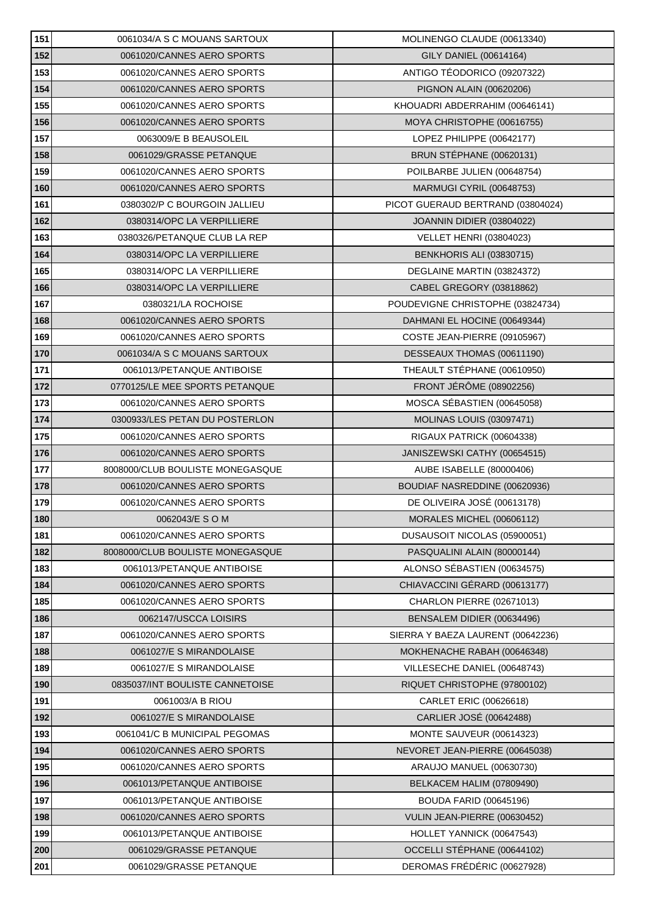| 151 | 0061034/A S C MOUANS SARTOUX | MOLINENGO CLAUDE (00613340) |
|---|---|---|
| 152 | 0061020/CANNES AERO SPORTS | GILY DANIEL (00614164) |
| 153 | 0061020/CANNES AERO SPORTS | ANTIGO TÉODORICO (09207322) |
| 154 | 0061020/CANNES AERO SPORTS | PIGNON ALAIN (00620206) |
| 155 | 0061020/CANNES AERO SPORTS | KHOUADRI ABDERRAHIM (00646141) |
| 156 | 0061020/CANNES AERO SPORTS | MOYA CHRISTOPHE (00616755) |
| 157 | 0063009/E B BEAUSOLEIL | LOPEZ PHILIPPE (00642177) |
| 158 | 0061029/GRASSE PETANQUE | BRUN STÉPHANE (00620131) |
| 159 | 0061020/CANNES AERO SPORTS | POILBARBE JULIEN (00648754) |
| 160 | 0061020/CANNES AERO SPORTS | MARMUGI CYRIL (00648753) |
| 161 | 0380302/P C BOURGOIN JALLIEU | PICOT GUERAUD BERTRAND (03804024) |
| 162 | 0380314/OPC LA VERPILLIERE | JOANNIN DIDIER (03804022) |
| 163 | 0380326/PETANQUE CLUB LA REP | VELLET HENRI (03804023) |
| 164 | 0380314/OPC LA VERPILLIERE | BENKHORIS ALI (03830715) |
| 165 | 0380314/OPC LA VERPILLIERE | DEGLAINE MARTIN (03824372) |
| 166 | 0380314/OPC LA VERPILLIERE | CABEL GREGORY (03818862) |
| 167 | 0380321/LA ROCHOISE | POUDEVIGNE CHRISTOPHE (03824734) |
| 168 | 0061020/CANNES AERO SPORTS | DAHMANI EL HOCINE (00649344) |
| 169 | 0061020/CANNES AERO SPORTS | COSTE JEAN-PIERRE (09105967) |
| 170 | 0061034/A S C MOUANS SARTOUX | DESSEAUX THOMAS (00611190) |
| 171 | 0061013/PETANQUE ANTIBOISE | THEAULT STÉPHANE (00610950) |
| 172 | 0770125/LE MEE SPORTS PETANQUE | FRONT JÉRÔME (08902256) |
| 173 | 0061020/CANNES AERO SPORTS | MOSCA SÉBASTIEN (00645058) |
| 174 | 0300933/LES PETAN DU POSTERLON | MOLINAS LOUIS (03097471) |
| 175 | 0061020/CANNES AERO SPORTS | RIGAUX PATRICK (00604338) |
| 176 | 0061020/CANNES AERO SPORTS | JANISZEWSKI CATHY (00654515) |
| 177 | 8008000/CLUB BOULISTE MONEGASQUE | AUBE ISABELLE (80000406) |
| 178 | 0061020/CANNES AERO SPORTS | BOUDIAF NASREDDINE (00620936) |
| 179 | 0061020/CANNES AERO SPORTS | DE OLIVEIRA JOSÉ (00613178) |
| 180 | 0062043/E S O M | MORALES MICHEL (00606112) |
| 181 | 0061020/CANNES AERO SPORTS | DUSAUSOIT NICOLAS (05900051) |
| 182 | 8008000/CLUB BOULISTE MONEGASQUE | PASQUALINI ALAIN (80000144) |
| 183 | 0061013/PETANQUE ANTIBOISE | ALONSO SÉBASTIEN (00634575) |
| 184 | 0061020/CANNES AERO SPORTS | CHIAVACCINI GÉRARD (00613177) |
| 185 | 0061020/CANNES AERO SPORTS | CHARLON PIERRE (02671013) |
| 186 | 0062147/USCCA LOISIRS | BENSALEM DIDIER (00634496) |
| 187 | 0061020/CANNES AERO SPORTS | SIERRA Y BAEZA LAURENT (00642236) |
| 188 | 0061027/E S MIRANDOLAISE | MOKHENACHE RABAH (00646348) |
| 189 | 0061027/E S MIRANDOLAISE | VILLESECHE DANIEL (00648743) |
| 190 | 0835037/INT BOULISTE CANNETOISE | RIQUET CHRISTOPHE (97800102) |
| 191 | 0061003/A B RIOU | CARLET ERIC (00626618) |
| 192 | 0061027/E S MIRANDOLAISE | CARLIER JOSÉ (00642488) |
| 193 | 0061041/C B MUNICIPAL PEGOMAS | MONTE SAUVEUR (00614323) |
| 194 | 0061020/CANNES AERO SPORTS | NEVORET JEAN-PIERRE (00645038) |
| 195 | 0061020/CANNES AERO SPORTS | ARAUJO MANUEL (00630730) |
| 196 | 0061013/PETANQUE ANTIBOISE | BELKACEM HALIM (07809490) |
| 197 | 0061013/PETANQUE ANTIBOISE | BOUDA FARID (00645196) |
| 198 | 0061020/CANNES AERO SPORTS | VULIN JEAN-PIERRE (00630452) |
| 199 | 0061013/PETANQUE ANTIBOISE | HOLLET YANNICK (00647543) |
| 200 | 0061029/GRASSE PETANQUE | OCCELLI STÉPHANE (00644102) |
| 201 | 0061029/GRASSE PETANQUE | DEROMAS FRÉDÉRIC (00627928) |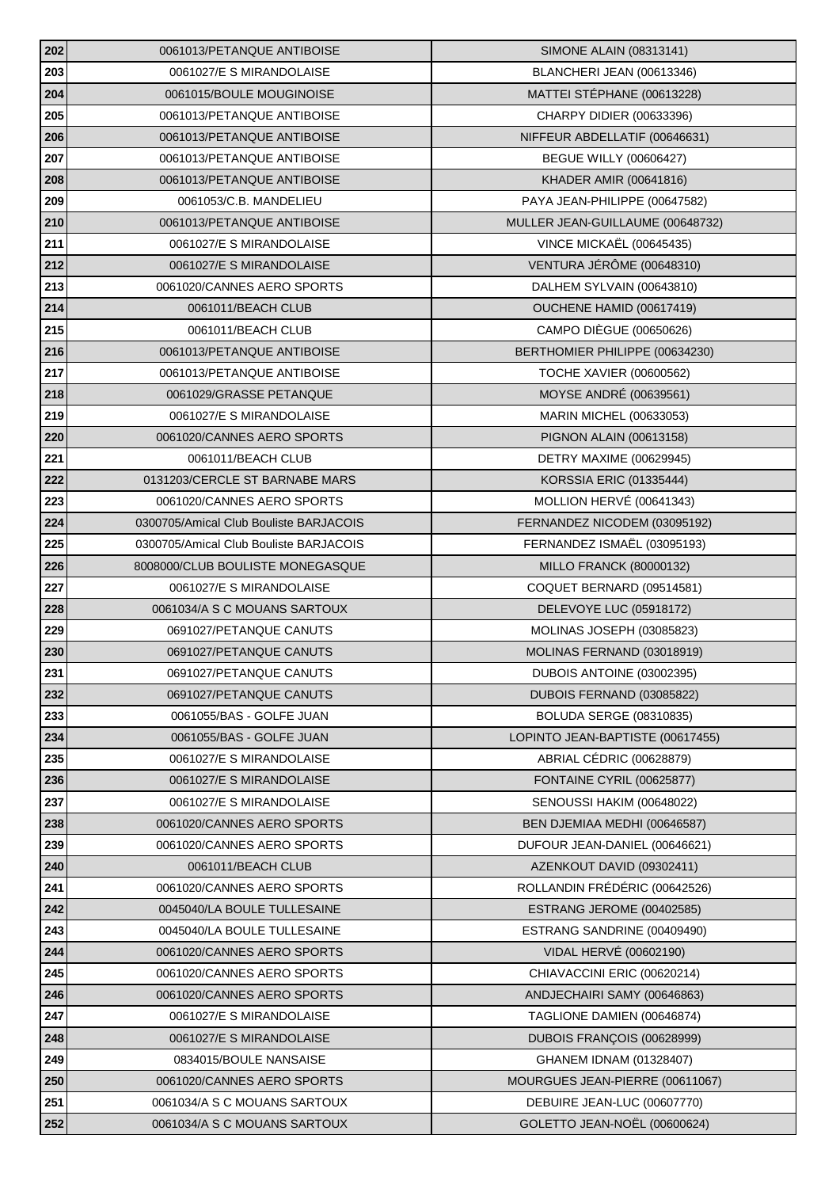| 202 | 0061013/PETANQUE ANTIBOISE | SIMONE ALAIN (08313141) |
|---|---|---|
| 203 | 0061027/E S MIRANDOLAISE | BLANCHERI JEAN (00613346) |
| 204 | 0061015/BOULE MOUGINOISE | MATTEI STÉPHANE (00613228) |
| 205 | 0061013/PETANQUE ANTIBOISE | CHARPY DIDIER (00633396) |
| 206 | 0061013/PETANQUE ANTIBOISE | NIFFEUR ABDELLATIF (00646631) |
| 207 | 0061013/PETANQUE ANTIBOISE | BEGUE WILLY (00606427) |
| 208 | 0061013/PETANQUE ANTIBOISE | KHADER AMIR (00641816) |
| 209 | 0061053/C.B. MANDELIEU | PAYA JEAN-PHILIPPE (00647582) |
| 210 | 0061013/PETANQUE ANTIBOISE | MULLER JEAN-GUILLAUME (00648732) |
| 211 | 0061027/E S MIRANDOLAISE | VINCE MICKAËL (00645435) |
| 212 | 0061027/E S MIRANDOLAISE | VENTURA JÉRÔME (00648310) |
| 213 | 0061020/CANNES AERO SPORTS | DALHEM SYLVAIN (00643810) |
| 214 | 0061011/BEACH CLUB | OUCHENE HAMID (00617419) |
| 215 | 0061011/BEACH CLUB | CAMPO DIÈGUE (00650626) |
| 216 | 0061013/PETANQUE ANTIBOISE | BERTHOMIER PHILIPPE (00634230) |
| 217 | 0061013/PETANQUE ANTIBOISE | TOCHE XAVIER (00600562) |
| 218 | 0061029/GRASSE PETANQUE | MOYSE ANDRÉ (00639561) |
| 219 | 0061027/E S MIRANDOLAISE | MARIN MICHEL (00633053) |
| 220 | 0061020/CANNES AERO SPORTS | PIGNON ALAIN (00613158) |
| 221 | 0061011/BEACH CLUB | DETRY MAXIME (00629945) |
| 222 | 0131203/CERCLE ST BARNABE MARS | KORSSIA ERIC (01335444) |
| 223 | 0061020/CANNES AERO SPORTS | MOLLION HERVÉ (00641343) |
| 224 | 0300705/Amical Club Bouliste BARJACOIS | FERNANDEZ NICODEM (03095192) |
| 225 | 0300705/Amical Club Bouliste BARJACOIS | FERNANDEZ ISMAËL (03095193) |
| 226 | 8008000/CLUB BOULISTE MONEGASQUE | MILLO FRANCK (80000132) |
| 227 | 0061027/E S MIRANDOLAISE | COQUET BERNARD (09514581) |
| 228 | 0061034/A S C MOUANS SARTOUX | DELEVOYE LUC (05918172) |
| 229 | 0691027/PETANQUE CANUTS | MOLINAS JOSEPH (03085823) |
| 230 | 0691027/PETANQUE CANUTS | MOLINAS FERNAND (03018919) |
| 231 | 0691027/PETANQUE CANUTS | DUBOIS ANTOINE (03002395) |
| 232 | 0691027/PETANQUE CANUTS | DUBOIS FERNAND (03085822) |
| 233 | 0061055/BAS - GOLFE JUAN | BOLUDA SERGE (08310835) |
| 234 | 0061055/BAS - GOLFE JUAN | LOPINTO JEAN-BAPTISTE (00617455) |
| 235 | 0061027/E S MIRANDOLAISE | ABRIAL CÉDRIC (00628879) |
| 236 | 0061027/E S MIRANDOLAISE | FONTAINE CYRIL (00625877) |
| 237 | 0061027/E S MIRANDOLAISE | SENOUSSI HAKIM (00648022) |
| 238 | 0061020/CANNES AERO SPORTS | BEN DJEMIAA MEDHI (00646587) |
| 239 | 0061020/CANNES AERO SPORTS | DUFOUR JEAN-DANIEL (00646621) |
| 240 | 0061011/BEACH CLUB | AZENKOUT DAVID (09302411) |
| 241 | 0061020/CANNES AERO SPORTS | ROLLANDIN FRÉDÉRIC (00642526) |
| 242 | 0045040/LA BOULE TULLESAINE | ESTRANG JEROME (00402585) |
| 243 | 0045040/LA BOULE TULLESAINE | ESTRANG SANDRINE (00409490) |
| 244 | 0061020/CANNES AERO SPORTS | VIDAL HERVÉ (00602190) |
| 245 | 0061020/CANNES AERO SPORTS | CHIAVACCINI ERIC (00620214) |
| 246 | 0061020/CANNES AERO SPORTS | ANDJECHAIRI SAMY (00646863) |
| 247 | 0061027/E S MIRANDOLAISE | TAGLIONE DAMIEN (00646874) |
| 248 | 0061027/E S MIRANDOLAISE | DUBOIS FRANÇOIS (00628999) |
| 249 | 0834015/BOULE NANSAISE | GHANEM IDNAM (01328407) |
| 250 | 0061020/CANNES AERO SPORTS | MOURGUES JEAN-PIERRE (00611067) |
| 251 | 0061034/A S C MOUANS SARTOUX | DEBUIRE JEAN-LUC (00607770) |
| 252 | 0061034/A S C MOUANS SARTOUX | GOLETTO JEAN-NOËL (00600624) |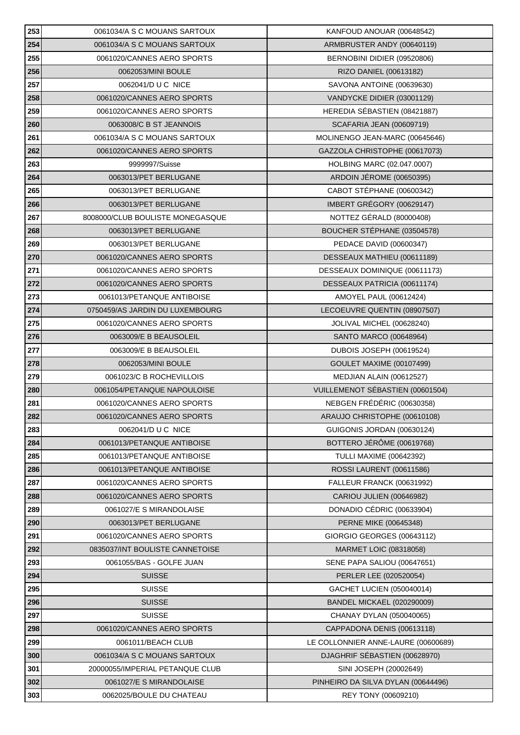| | | |
|---|---|---|
| 253 | 0061034/A S C MOUANS SARTOUX | KANFOUD ANOUAR (00648542) |
| 254 | 0061034/A S C MOUANS SARTOUX | ARMBRUSTER ANDY (00640119) |
| 255 | 0061020/CANNES AERO SPORTS | BERNOBINI DIDIER (09520806) |
| 256 | 0062053/MINI BOULE | RIZO DANIEL (00613182) |
| 257 | 0062041/D U C NICE | SAVONA ANTOINE (00639630) |
| 258 | 0061020/CANNES AERO SPORTS | VANDYCKE DIDIER (03001129) |
| 259 | 0061020/CANNES AERO SPORTS | HEREDIA SÉBASTIEN (08421887) |
| 260 | 0063008/C B ST JEANNOIS | SCAFARIA JEAN (00609719) |
| 261 | 0061034/A S C MOUANS SARTOUX | MOLINENGO JEAN-MARC (00645646) |
| 262 | 0061020/CANNES AERO SPORTS | GAZZOLA CHRISTOPHE (00617073) |
| 263 | 9999997/Suisse | HOLBING MARC (02.047.0007) |
| 264 | 0063013/PET BERLUGANE | ARDOIN JÉROME (00650395) |
| 265 | 0063013/PET BERLUGANE | CABOT STÉPHANE (00600342) |
| 266 | 0063013/PET BERLUGANE | IMBERT GRÉGORY (00629147) |
| 267 | 8008000/CLUB BOULISTE MONEGASQUE | NOTTEZ GÉRALD (80000408) |
| 268 | 0063013/PET BERLUGANE | BOUCHER STÉPHANE (03504578) |
| 269 | 0063013/PET BERLUGANE | PEDACE DAVID (00600347) |
| 270 | 0061020/CANNES AERO SPORTS | DESSEAUX MATHIEU (00611189) |
| 271 | 0061020/CANNES AERO SPORTS | DESSEAUX DOMINIQUE (00611173) |
| 272 | 0061020/CANNES AERO SPORTS | DESSEAUX PATRICIA (00611174) |
| 273 | 0061013/PETANQUE ANTIBOISE | AMOYEL PAUL (00612424) |
| 274 | 0750459/AS JARDIN DU LUXEMBOURG | LECOEUVRE QUENTIN (08907507) |
| 275 | 0061020/CANNES AERO SPORTS | JOLIVAL MICHEL (00628240) |
| 276 | 0063009/E B BEAUSOLEIL | SANTO MARCO (00648964) |
| 277 | 0063009/E B BEAUSOLEIL | DUBOIS JOSEPH (00619524) |
| 278 | 0062053/MINI BOULE | GOULET MAXIME (00107499) |
| 279 | 0061023/C B ROCHEVILLOIS | MEDJIAN ALAIN (00612527) |
| 280 | 0061054/PETANQUE NAPOULOISE | VUILLEMENOT SÉBASTIEN (00601504) |
| 281 | 0061020/CANNES AERO SPORTS | NEBGEN FRÉDÉRIC (00630358) |
| 282 | 0061020/CANNES AERO SPORTS | ARAUJO CHRISTOPHE (00610108) |
| 283 | 0062041/D U C NICE | GUIGONIS JORDAN (00630124) |
| 284 | 0061013/PETANQUE ANTIBOISE | BOTTERO JÉRÔME (00619768) |
| 285 | 0061013/PETANQUE ANTIBOISE | TULLI MAXIME (00642392) |
| 286 | 0061013/PETANQUE ANTIBOISE | ROSSI LAURENT (00611586) |
| 287 | 0061020/CANNES AERO SPORTS | FALLEUR FRANCK (00631992) |
| 288 | 0061020/CANNES AERO SPORTS | CARIOU JULIEN (00646982) |
| 289 | 0061027/E S MIRANDOLAISE | DONADIO CÉDRIC (00633904) |
| 290 | 0063013/PET BERLUGANE | PERNE MIKE (00645348) |
| 291 | 0061020/CANNES AERO SPORTS | GIORGIO GEORGES (00643112) |
| 292 | 0835037/INT BOULISTE CANNETOISE | MARMET LOIC (08318058) |
| 293 | 0061055/BAS - GOLFE JUAN | SENE PAPA SALIOU (00647651) |
| 294 | SUISSE | PERLER LEE (020520054) |
| 295 | SUISSE | GACHET LUCIEN (050040014) |
| 296 | SUISSE | BANDEL MICKAEL (020290009) |
| 297 | SUISSE | CHANAY DYLAN (050040065) |
| 298 | 0061020/CANNES AERO SPORTS | CAPPADONA DENIS (00613118) |
| 299 | 0061011/BEACH CLUB | LE COLLONNIER ANNE-LAURE (00600689) |
| 300 | 0061034/A S C MOUANS SARTOUX | DJAGHRIF SÉBASTIEN (00628970) |
| 301 | 20000055/IMPERIAL PETANQUE CLUB | SINI JOSEPH (20002649) |
| 302 | 0061027/E S MIRANDOLAISE | PINHEIRO DA SILVA DYLAN (00644496) |
| 303 | 0062025/BOULE DU CHATEAU | REY TONY (00609210) |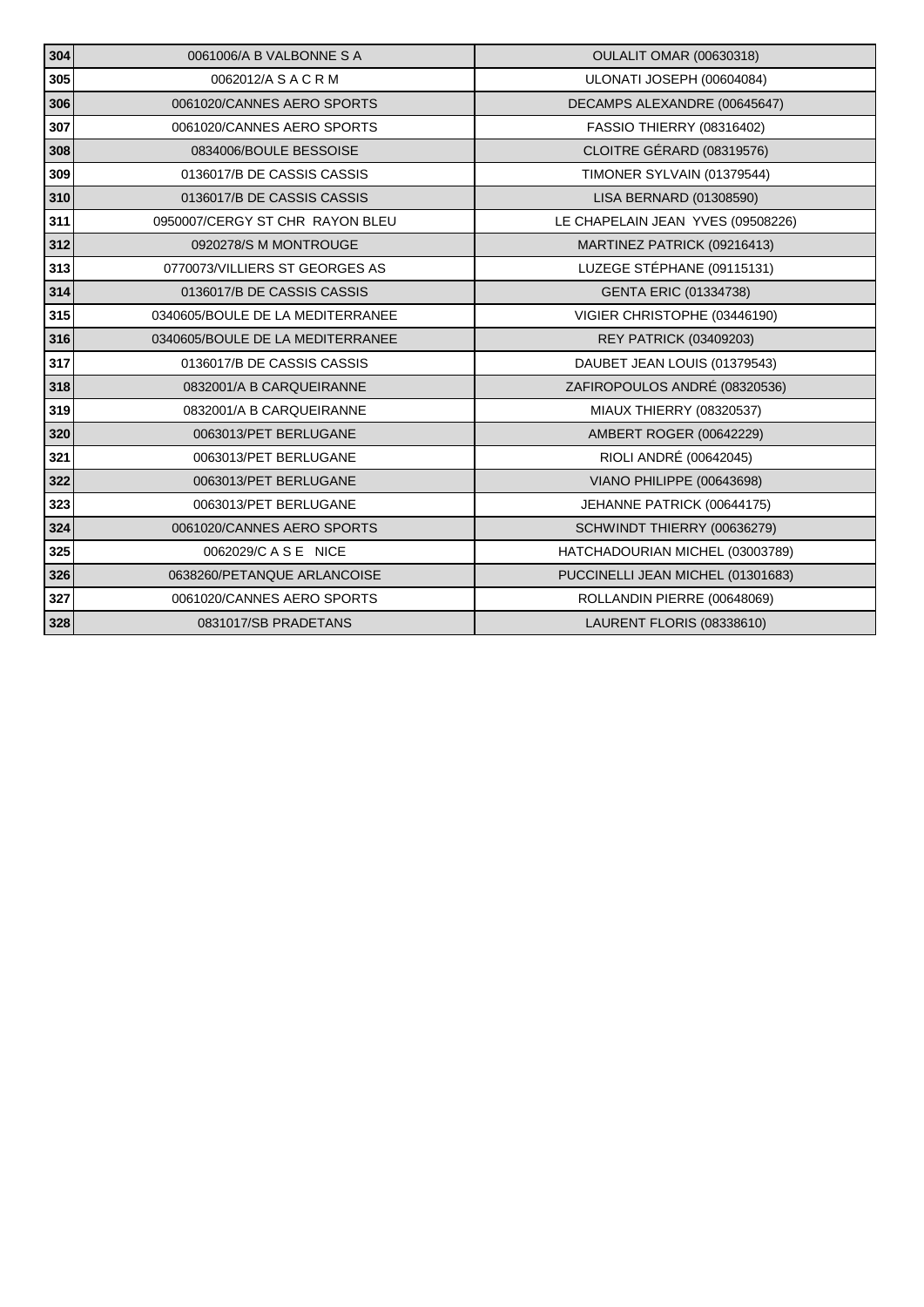| | | |
|---|---|---|
| 304 | 0061006/A B VALBONNE S A | OULALIT OMAR (00630318) |
| 305 | 0062012/A S A C R M | ULONATI JOSEPH (00604084) |
| 306 | 0061020/CANNES AERO SPORTS | DECAMPS ALEXANDRE (00645647) |
| 307 | 0061020/CANNES AERO SPORTS | FASSIO THIERRY (08316402) |
| 308 | 0834006/BOULE BESSOISE | CLOITRE GÉRARD (08319576) |
| 309 | 0136017/B DE CASSIS CASSIS | TIMONER SYLVAIN (01379544) |
| 310 | 0136017/B DE CASSIS CASSIS | LISA BERNARD (01308590) |
| 311 | 0950007/CERGY ST CHR RAYON BLEU | LE CHAPELAIN JEAN YVES (09508226) |
| 312 | 0920278/S M MONTROUGE | MARTINEZ PATRICK (09216413) |
| 313 | 0770073/VILLIERS ST GEORGES AS | LUZEGE STÉPHANE (09115131) |
| 314 | 0136017/B DE CASSIS CASSIS | GENTA ERIC (01334738) |
| 315 | 0340605/BOULE DE LA MEDITERRANEE | VIGIER CHRISTOPHE (03446190) |
| 316 | 0340605/BOULE DE LA MEDITERRANEE | REY PATRICK (03409203) |
| 317 | 0136017/B DE CASSIS CASSIS | DAUBET JEAN LOUIS (01379543) |
| 318 | 0832001/A B CARQUEIRANNE | ZAFIROPOULOS ANDRÉ (08320536) |
| 319 | 0832001/A B CARQUEIRANNE | MIAUX THIERRY (08320537) |
| 320 | 0063013/PET BERLUGANE | AMBERT ROGER (00642229) |
| 321 | 0063013/PET BERLUGANE | RIOLI ANDRÉ (00642045) |
| 322 | 0063013/PET BERLUGANE | VIANO PHILIPPE (00643698) |
| 323 | 0063013/PET BERLUGANE | JEHANNE PATRICK (00644175) |
| 324 | 0061020/CANNES AERO SPORTS | SCHWINDT THIERRY (00636279) |
| 325 | 0062029/C A S E NICE | HATCHADOURIAN MICHEL (03003789) |
| 326 | 0638260/PETANQUE ARLANCOISE | PUCCINELLI JEAN MICHEL (01301683) |
| 327 | 0061020/CANNES AERO SPORTS | ROLLANDIN PIERRE (00648069) |
| 328 | 0831017/SB PRADETANS | LAURENT FLORIS (08338610) |